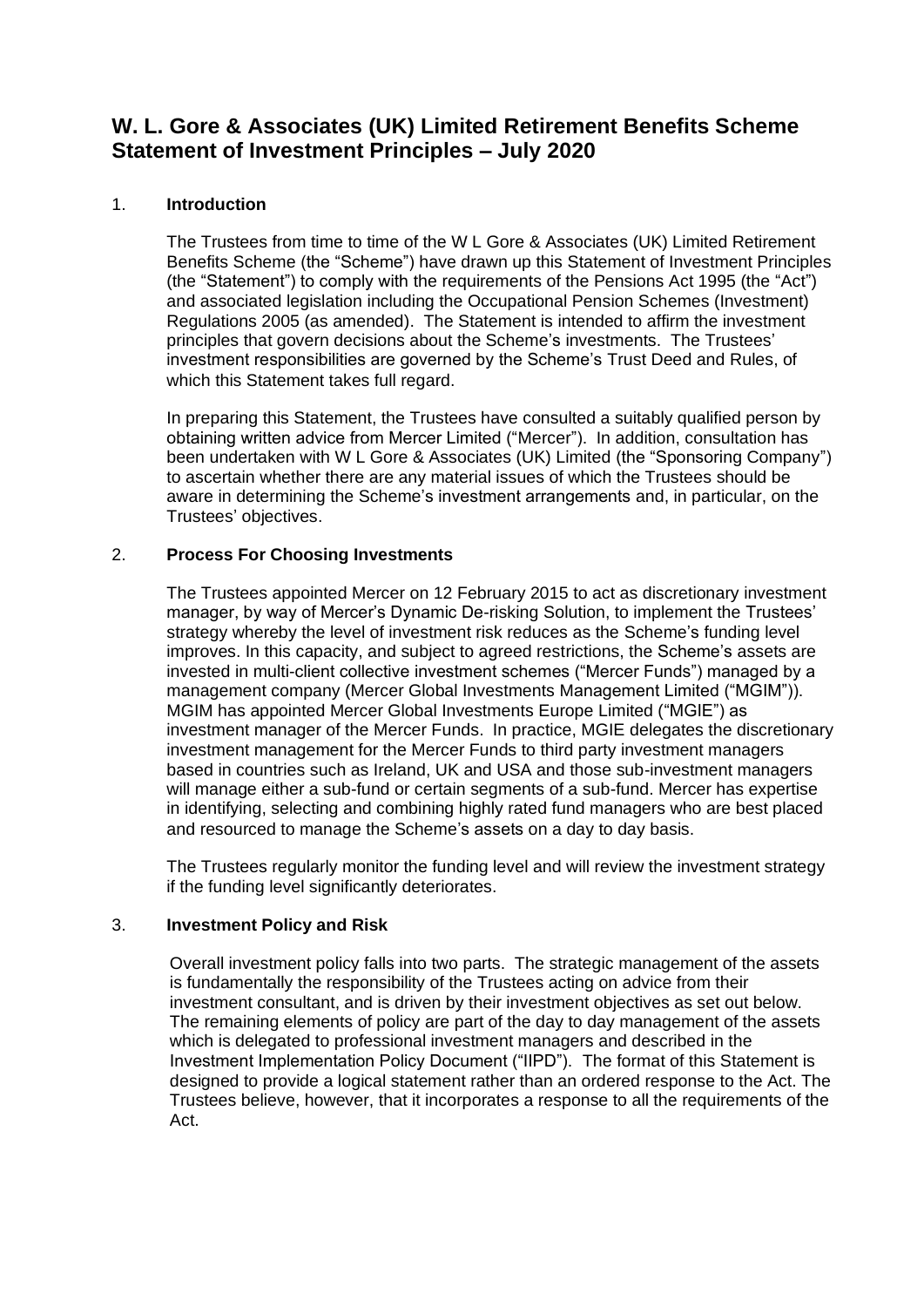# W. L. Gore & Associates (UK) Limited Retirement Benefits Scheme Statement of Investment Principles – July 2020

## 1. Introduction

The Trustees from time to time of the W L Gore & Associates (UK) Limited Retirement Benefits Scheme (the "Scheme") have drawn up this Statement of Investment Principles (the "Statement") to comply with the requirements of the Pensions Act 1995 (the "Act") and associated legislation including the Occupational Pension Schemes (Investment) Regulations 2005 (as amended). The Statement is intended to affirm the investment principles that govern decisions about the Scheme's investments. The Trustees' investment responsibilities are governed by the Scheme's Trust Deed and Rules, of which this Statement takes full regard.

In preparing this Statement, the Trustees have consulted a suitably qualified person by obtaining written advice from Mercer Limited ("Mercer"). In addition, consultation has been undertaken with W L Gore & Associates (UK) Limited (the "Sponsoring Company") to ascertain whether there are any material issues of which the Trustees should be aware in determining the Scheme's investment arrangements and, in particular, on the Trustees' objectives.

## 2. Process For Choosing Investments

The Trustees appointed Mercer on 12 February 2015 to act as discretionary investment manager, by way of Mercer's Dynamic De-risking Solution, to implement the Trustees' strategy whereby the level of investment risk reduces as the Scheme's funding level improves. In this capacity, and subject to agreed restrictions, the Scheme's assets are invested in multi-client collective investment schemes ("Mercer Funds") managed by a management company (Mercer Global Investments Management Limited ("MGIM")). MGIM has appointed Mercer Global Investments Europe Limited ("MGIE") as investment manager of the Mercer Funds. In practice, MGIE delegates the discretionary investment management for the Mercer Funds to third party investment managers based in countries such as Ireland, UK and USA and those sub-investment managers will manage either a sub-fund or certain segments of a sub-fund. Mercer has expertise in identifying, selecting and combining highly rated fund managers who are best placed and resourced to manage the Scheme's assets on a day to day basis.

The Trustees regularly monitor the funding level and will review the investment strategy if the funding level significantly deteriorates.

## 3. Investment Policy and Risk

Overall investment policy falls into two parts. The strategic management of the assets is fundamentally the responsibility of the Trustees acting on advice from their investment consultant, and is driven by their investment objectives as set out below. The remaining elements of policy are part of the day to day management of the assets which is delegated to professional investment managers and described in the Investment Implementation Policy Document ("IIPD"). The format of this Statement is designed to provide a logical statement rather than an ordered response to the Act. The Trustees believe, however, that it incorporates a response to all the requirements of the Act.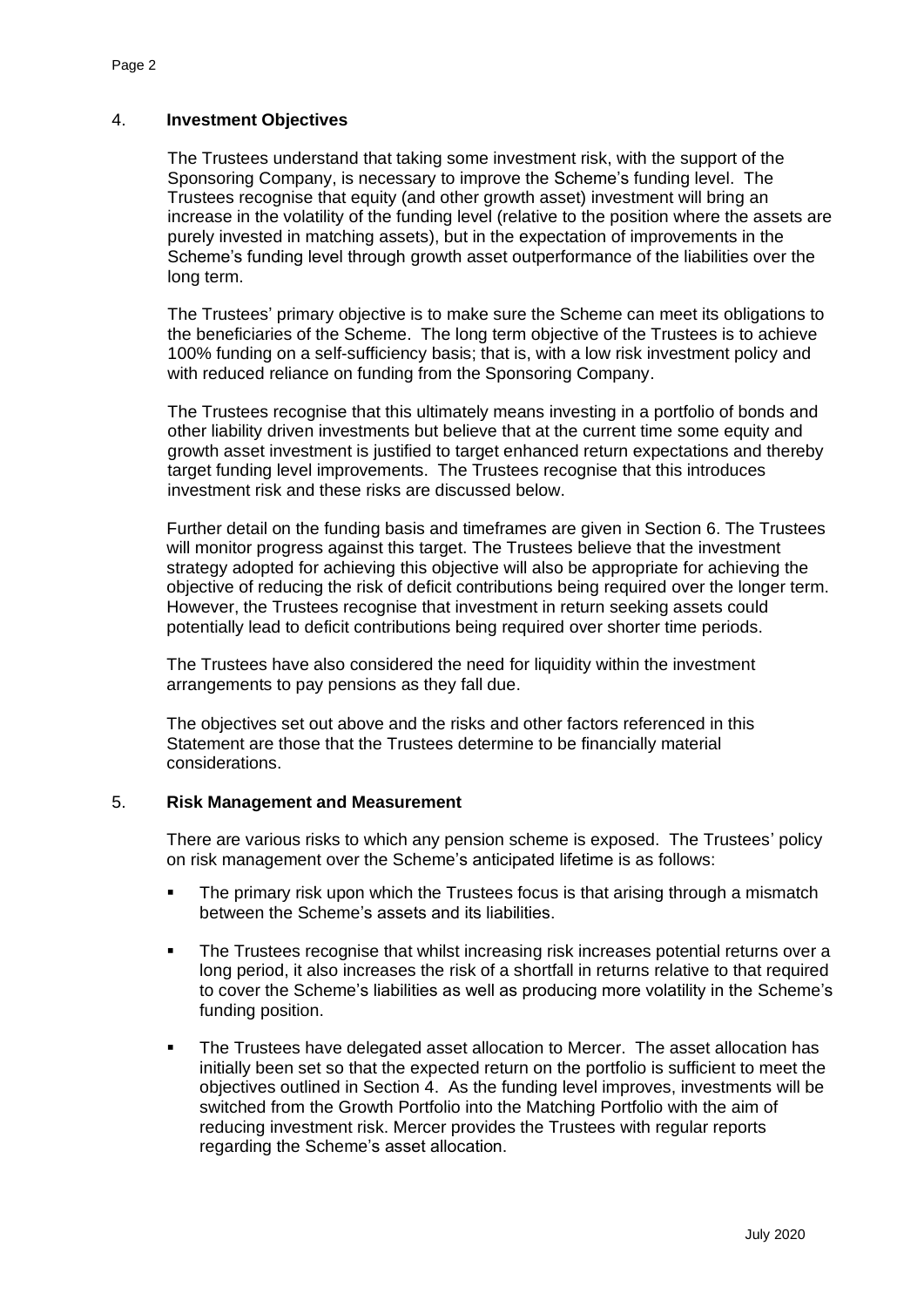## 4. **Investment Objectives**

The Trustees understand that taking some investment risk, with the support of the Sponsoring Company, is necessary to improve the Scheme's funding level. The Trustees recognise that equity (and other growth asset) investment will bring an increase in the volatility of the funding level (relative to the position where the assets are purely invested in matching assets), but in the expectation of improvements in the Scheme's funding level through growth asset outperformance of the liabilities over the long term.

The Trustees' primary objective is to make sure the Scheme can meet its obligations to the beneficiaries of the Scheme. The long term objective of the Trustees is to achieve 100% funding on a self-sufficiency basis; that is, with a low risk investment policy and with reduced reliance on funding from the Sponsoring Company.

The Trustees recognise that this ultimately means investing in a portfolio of bonds and other liability driven investments but believe that at the current time some equity and growth asset investment is justified to target enhanced return expectations and thereby target funding level improvements. The Trustees recognise that this introduces investment risk and these risks are discussed below.

Further detail on the funding basis and timeframes are given in Section 6. The Trustees will monitor progress against this target. The Trustees believe that the investment strategy adopted for achieving this objective will also be appropriate for achieving the objective of reducing the risk of deficit contributions being required over the longer term. However, the Trustees recognise that investment in return seeking assets could potentially lead to deficit contributions being required over shorter time periods.

The Trustees have also considered the need for liquidity within the investment arrangements to pay pensions as they fall due.

The objectives set out above and the risks and other factors referenced in this Statement are those that the Trustees determine to be financially material considerations.

## 5. **Risk Management and Measurement**

There are various risks to which any pension scheme is exposed. The Trustees' policy on risk management over the Scheme's anticipated lifetime is as follows:

- The primary risk upon which the Trustees focus is that arising through a mismatch between the Scheme's assets and its liabilities.
- The Trustees recognise that whilst increasing risk increases potential returns over a long period, it also increases the risk of a shortfall in returns relative to that required to cover the Scheme's liabilities as well as producing more volatility in the Scheme's funding position.
- The Trustees have delegated asset allocation to Mercer. The asset allocation has initially been set so that the expected return on the portfolio is sufficient to meet the objectives outlined in Section 4. As the funding level improves, investments will be switched from the Growth Portfolio into the Matching Portfolio with the aim of reducing investment risk. Mercer provides the Trustees with regular reports regarding the Scheme's asset allocation.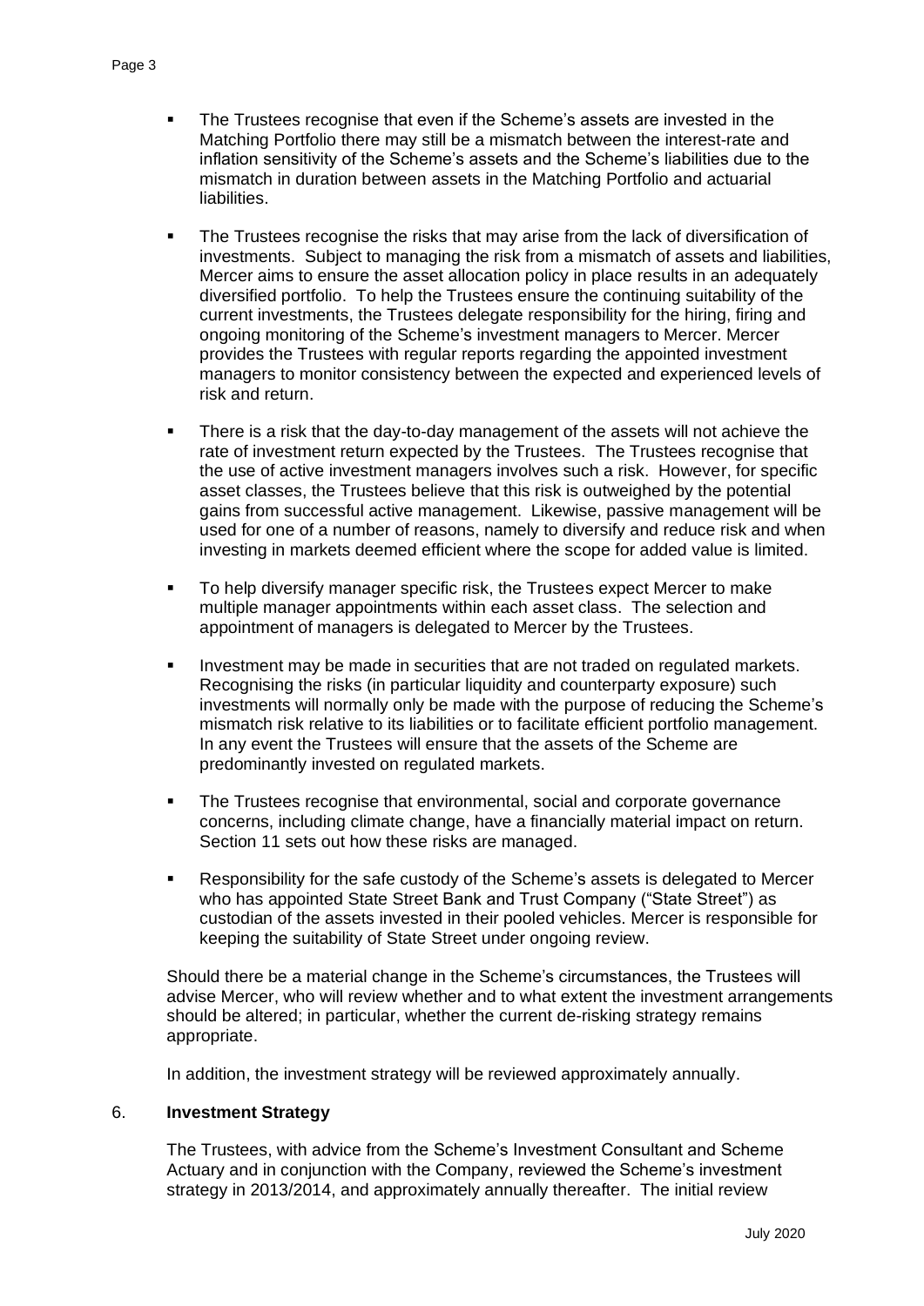- The Trustees recognise that even if the Scheme's assets are invested in the Matching Portfolio there may still be a mismatch between the interest-rate and inflation sensitivity of the Scheme's assets and the Scheme's liabilities due to the mismatch in duration between assets in the Matching Portfolio and actuarial liabilities.

- The Trustees recognise the risks that may arise from the lack of diversification of investments. Subject to managing the risk from a mismatch of assets and liabilities, Mercer aims to ensure the asset allocation policy in place results in an adequately diversified portfolio. To help the Trustees ensure the continuing suitability of the current investments, the Trustees delegate responsibility for the hiring, firing and ongoing monitoring of the Scheme's investment managers to Mercer. Mercer provides the Trustees with regular reports regarding the appointed investment managers to monitor consistency between the expected and experienced levels of risk and return.

- There is a risk that the day-to-day management of the assets will not achieve the rate of investment return expected by the Trustees. The Trustees recognise that the use of active investment managers involves such a risk. However, for specific asset classes, the Trustees believe that this risk is outweighed by the potential gains from successful active management. Likewise, passive management will be used for one of a number of reasons, namely to diversify and reduce risk and when investing in markets deemed efficient where the scope for added value is limited.

- To help diversify manager specific risk, the Trustees expect Mercer to make multiple manager appointments within each asset class. The selection and appointment of managers is delegated to Mercer by the Trustees.

- Investment may be made in securities that are not traded on regulated markets. Recognising the risks (in particular liquidity and counterparty exposure) such investments will normally only be made with the purpose of reducing the Scheme's mismatch risk relative to its liabilities or to facilitate efficient portfolio management. In any event the Trustees will ensure that the assets of the Scheme are predominantly invested on regulated markets.

- The Trustees recognise that environmental, social and corporate governance concerns, including climate change, have a financially material impact on return. Section 11 sets out how these risks are managed.

- Responsibility for the safe custody of the Scheme's assets is delegated to Mercer who has appointed State Street Bank and Trust Company ("State Street") as custodian of the assets invested in their pooled vehicles. Mercer is responsible for keeping the suitability of State Street under ongoing review.

Should there be a material change in the Scheme's circumstances, the Trustees will advise Mercer, who will review whether and to what extent the investment arrangements should be altered; in particular, whether the current de-risking strategy remains appropriate.

In addition, the investment strategy will be reviewed approximately annually.

## 6. Investment Strategy

The Trustees, with advice from the Scheme's Investment Consultant and Scheme Actuary and in conjunction with the Company, reviewed the Scheme's investment strategy in 2013/2014, and approximately annually thereafter. The initial review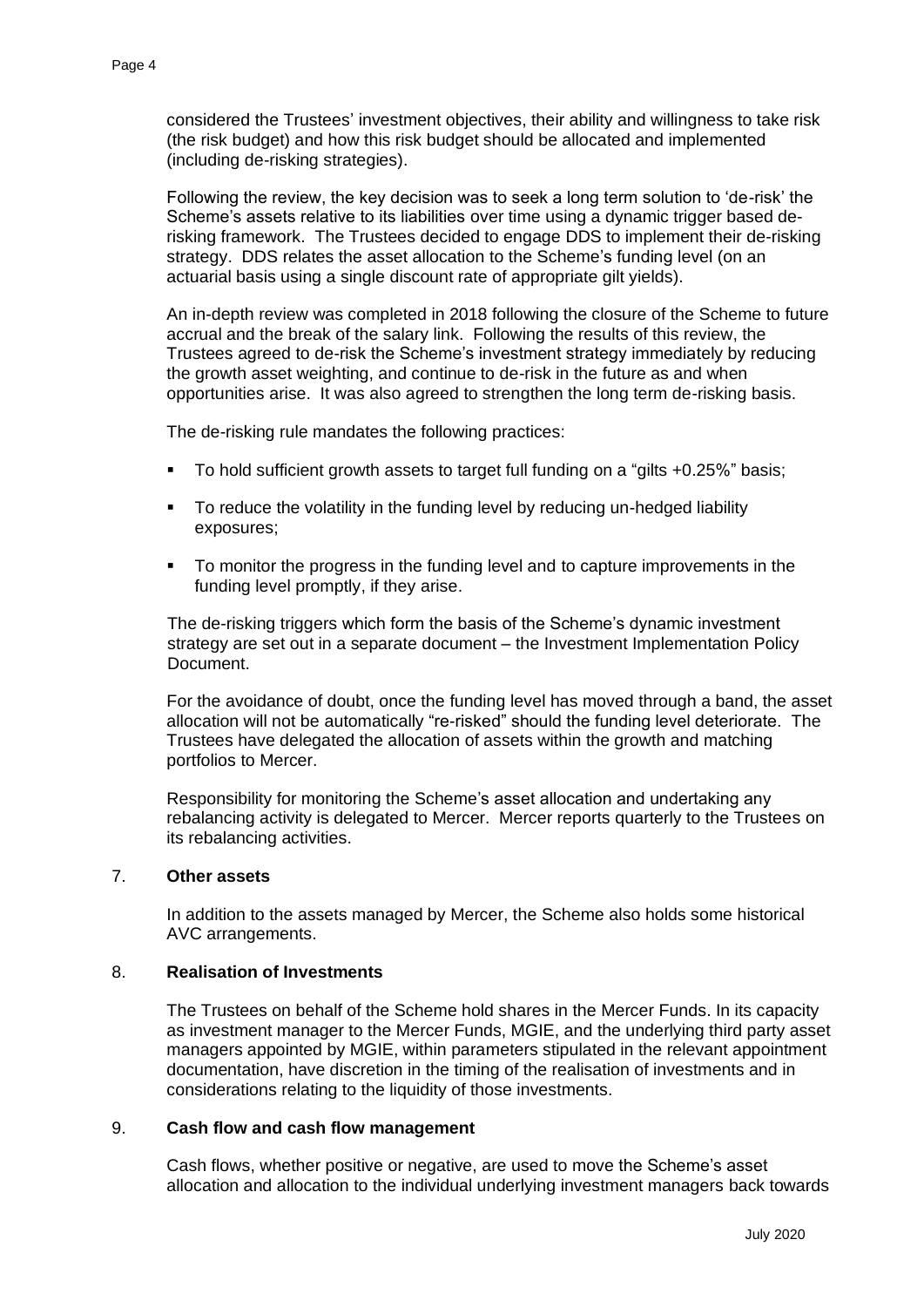considered the Trustees' investment objectives, their ability and willingness to take risk (the risk budget) and how this risk budget should be allocated and implemented (including de-risking strategies).

Following the review, the key decision was to seek a long term solution to 'de-risk' the Scheme's assets relative to its liabilities over time using a dynamic trigger based de-risking framework. The Trustees decided to engage DDS to implement their de-risking strategy. DDS relates the asset allocation to the Scheme's funding level (on an actuarial basis using a single discount rate of appropriate gilt yields).

An in-depth review was completed in 2018 following the closure of the Scheme to future accrual and the break of the salary link. Following the results of this review, the Trustees agreed to de-risk the Scheme's investment strategy immediately by reducing the growth asset weighting, and continue to de-risk in the future as and when opportunities arise. It was also agreed to strengthen the long term de-risking basis.

The de-risking rule mandates the following practices:

- To hold sufficient growth assets to target full funding on a "gilts +0.25%" basis;
- To reduce the volatility in the funding level by reducing un-hedged liability exposures;
- To monitor the progress in the funding level and to capture improvements in the funding level promptly, if they arise.

The de-risking triggers which form the basis of the Scheme's dynamic investment strategy are set out in a separate document – the Investment Implementation Policy Document.

For the avoidance of doubt, once the funding level has moved through a band, the asset allocation will not be automatically "re-risked" should the funding level deteriorate. The Trustees have delegated the allocation of assets within the growth and matching portfolios to Mercer.

Responsibility for monitoring the Scheme's asset allocation and undertaking any rebalancing activity is delegated to Mercer. Mercer reports quarterly to the Trustees on its rebalancing activities.

## 7. Other assets

In addition to the assets managed by Mercer, the Scheme also holds some historical AVC arrangements.

## 8. Realisation of Investments

The Trustees on behalf of the Scheme hold shares in the Mercer Funds. In its capacity as investment manager to the Mercer Funds, MGIE, and the underlying third party asset managers appointed by MGIE, within parameters stipulated in the relevant appointment documentation, have discretion in the timing of the realisation of investments and in considerations relating to the liquidity of those investments.

## 9. Cash flow and cash flow management

Cash flows, whether positive or negative, are used to move the Scheme's asset allocation and allocation to the individual underlying investment managers back towards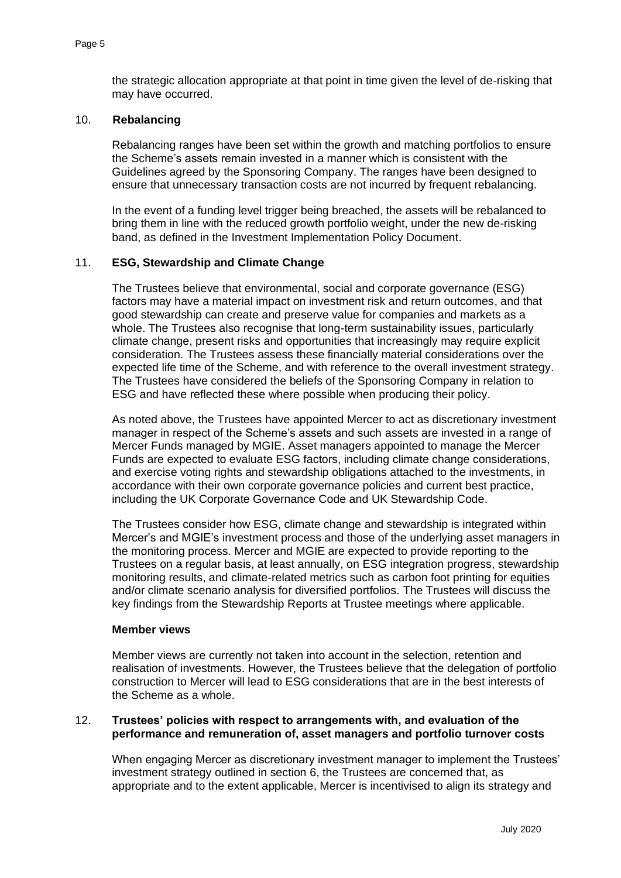the strategic allocation appropriate at that point in time given the level of de-risking that may have occurred.

## 10. Rebalancing

Rebalancing ranges have been set within the growth and matching portfolios to ensure the Scheme's assets remain invested in a manner which is consistent with the Guidelines agreed by the Sponsoring Company. The ranges have been designed to ensure that unnecessary transaction costs are not incurred by frequent rebalancing.

In the event of a funding level trigger being breached, the assets will be rebalanced to bring them in line with the reduced growth portfolio weight, under the new de-risking band, as defined in the Investment Implementation Policy Document.

## 11. ESG, Stewardship and Climate Change

The Trustees believe that environmental, social and corporate governance (ESG) factors may have a material impact on investment risk and return outcomes, and that good stewardship can create and preserve value for companies and markets as a whole. The Trustees also recognise that long-term sustainability issues, particularly climate change, present risks and opportunities that increasingly may require explicit consideration. The Trustees assess these financially material considerations over the expected life time of the Scheme, and with reference to the overall investment strategy. The Trustees have considered the beliefs of the Sponsoring Company in relation to ESG and have reflected these where possible when producing their policy.

As noted above, the Trustees have appointed Mercer to act as discretionary investment manager in respect of the Scheme's assets and such assets are invested in a range of Mercer Funds managed by MGIE. Asset managers appointed to manage the Mercer Funds are expected to evaluate ESG factors, including climate change considerations, and exercise voting rights and stewardship obligations attached to the investments, in accordance with their own corporate governance policies and current best practice, including the UK Corporate Governance Code and UK Stewardship Code.

The Trustees consider how ESG, climate change and stewardship is integrated within Mercer's and MGIE's investment process and those of the underlying asset managers in the monitoring process. Mercer and MGIE are expected to provide reporting to the Trustees on a regular basis, at least annually, on ESG integration progress, stewardship monitoring results, and climate-related metrics such as carbon foot printing for equities and/or climate scenario analysis for diversified portfolios. The Trustees will discuss the key findings from the Stewardship Reports at Trustee meetings where applicable.

### Member views

Member views are currently not taken into account in the selection, retention and realisation of investments. However, the Trustees believe that the delegation of portfolio construction to Mercer will lead to ESG considerations that are in the best interests of the Scheme as a whole.

## 12. Trustees' policies with respect to arrangements with, and evaluation of the performance and remuneration of, asset managers and portfolio turnover costs

When engaging Mercer as discretionary investment manager to implement the Trustees' investment strategy outlined in section 6, the Trustees are concerned that, as appropriate and to the extent applicable, Mercer is incentivised to align its strategy and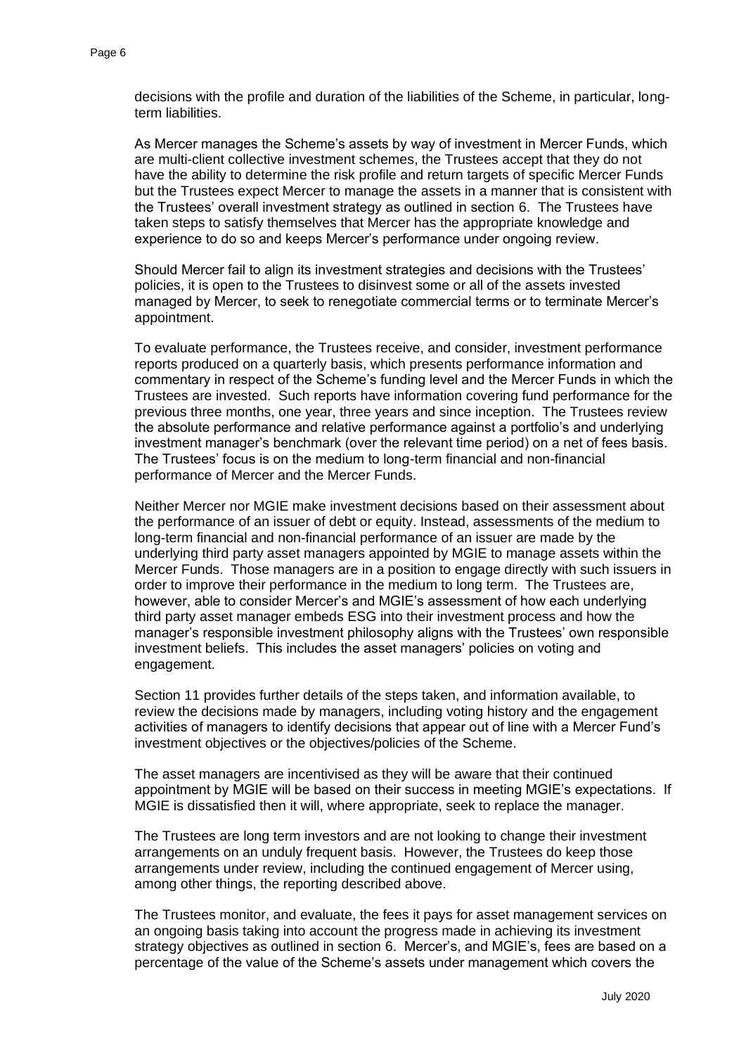decisions with the profile and duration of the liabilities of the Scheme, in particular, long-term liabilities.

As Mercer manages the Scheme's assets by way of investment in Mercer Funds, which are multi-client collective investment schemes, the Trustees accept that they do not have the ability to determine the risk profile and return targets of specific Mercer Funds but the Trustees expect Mercer to manage the assets in a manner that is consistent with the Trustees' overall investment strategy as outlined in section 6. The Trustees have taken steps to satisfy themselves that Mercer has the appropriate knowledge and experience to do so and keeps Mercer's performance under ongoing review.

Should Mercer fail to align its investment strategies and decisions with the Trustees' policies, it is open to the Trustees to disinvest some or all of the assets invested managed by Mercer, to seek to renegotiate commercial terms or to terminate Mercer's appointment.

To evaluate performance, the Trustees receive, and consider, investment performance reports produced on a quarterly basis, which presents performance information and commentary in respect of the Scheme's funding level and the Mercer Funds in which the Trustees are invested. Such reports have information covering fund performance for the previous three months, one year, three years and since inception. The Trustees review the absolute performance and relative performance against a portfolio's and underlying investment manager's benchmark (over the relevant time period) on a net of fees basis. The Trustees' focus is on the medium to long-term financial and non-financial performance of Mercer and the Mercer Funds.

Neither Mercer nor MGIE make investment decisions based on their assessment about the performance of an issuer of debt or equity. Instead, assessments of the medium to long-term financial and non-financial performance of an issuer are made by the underlying third party asset managers appointed by MGIE to manage assets within the Mercer Funds. Those managers are in a position to engage directly with such issuers in order to improve their performance in the medium to long term. The Trustees are, however, able to consider Mercer's and MGIE's assessment of how each underlying third party asset manager embeds ESG into their investment process and how the manager's responsible investment philosophy aligns with the Trustees' own responsible investment beliefs. This includes the asset managers' policies on voting and engagement.

Section 11 provides further details of the steps taken, and information available, to review the decisions made by managers, including voting history and the engagement activities of managers to identify decisions that appear out of line with a Mercer Fund's investment objectives or the objectives/policies of the Scheme.

The asset managers are incentivised as they will be aware that their continued appointment by MGIE will be based on their success in meeting MGIE's expectations. If MGIE is dissatisfied then it will, where appropriate, seek to replace the manager.

The Trustees are long term investors and are not looking to change their investment arrangements on an unduly frequent basis. However, the Trustees do keep those arrangements under review, including the continued engagement of Mercer using, among other things, the reporting described above.

The Trustees monitor, and evaluate, the fees it pays for asset management services on an ongoing basis taking into account the progress made in achieving its investment strategy objectives as outlined in section 6. Mercer's, and MGIE's, fees are based on a percentage of the value of the Scheme's assets under management which covers the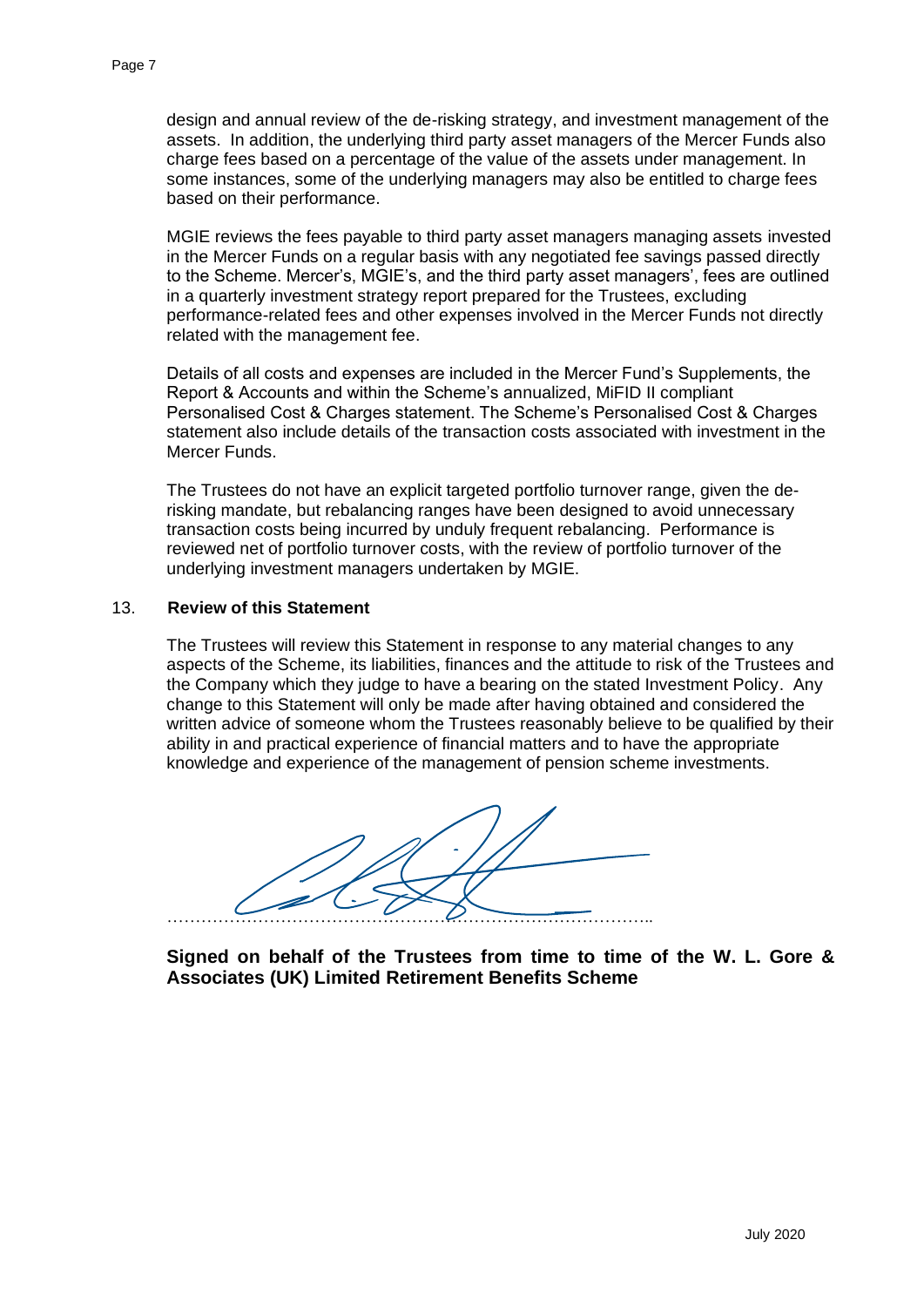design and annual review of the de-risking strategy, and investment management of the assets. In addition, the underlying third party asset managers of the Mercer Funds also charge fees based on a percentage of the value of the assets under management. In some instances, some of the underlying managers may also be entitled to charge fees based on their performance.

MGIE reviews the fees payable to third party asset managers managing assets invested in the Mercer Funds on a regular basis with any negotiated fee savings passed directly to the Scheme. Mercer's, MGIE's, and the third party asset managers', fees are outlined in a quarterly investment strategy report prepared for the Trustees, excluding performance-related fees and other expenses involved in the Mercer Funds not directly related with the management fee.

Details of all costs and expenses are included in the Mercer Fund's Supplements, the Report & Accounts and within the Scheme's annualized, MiFID II compliant Personalised Cost & Charges statement. The Scheme's Personalised Cost & Charges statement also include details of the transaction costs associated with investment in the Mercer Funds.

The Trustees do not have an explicit targeted portfolio turnover range, given the de-risking mandate, but rebalancing ranges have been designed to avoid unnecessary transaction costs being incurred by unduly frequent rebalancing. Performance is reviewed net of portfolio turnover costs, with the review of portfolio turnover of the underlying investment managers undertaken by MGIE.

## 13. Review of this Statement

The Trustees will review this Statement in response to any material changes to any aspects of the Scheme, its liabilities, finances and the attitude to risk of the Trustees and the Company which they judge to have a bearing on the stated Investment Policy. Any change to this Statement will only be made after having obtained and considered the written advice of someone whom the Trustees reasonably believe to be qualified by their ability in and practical experience of financial matters and to have the appropriate knowledge and experience of the management of pension scheme investments.

…………………………………………………………………………..

**Signed on behalf of the Trustees from time to time of the W. L. Gore & Associates (UK) Limited Retirement Benefits Scheme**

July 2020